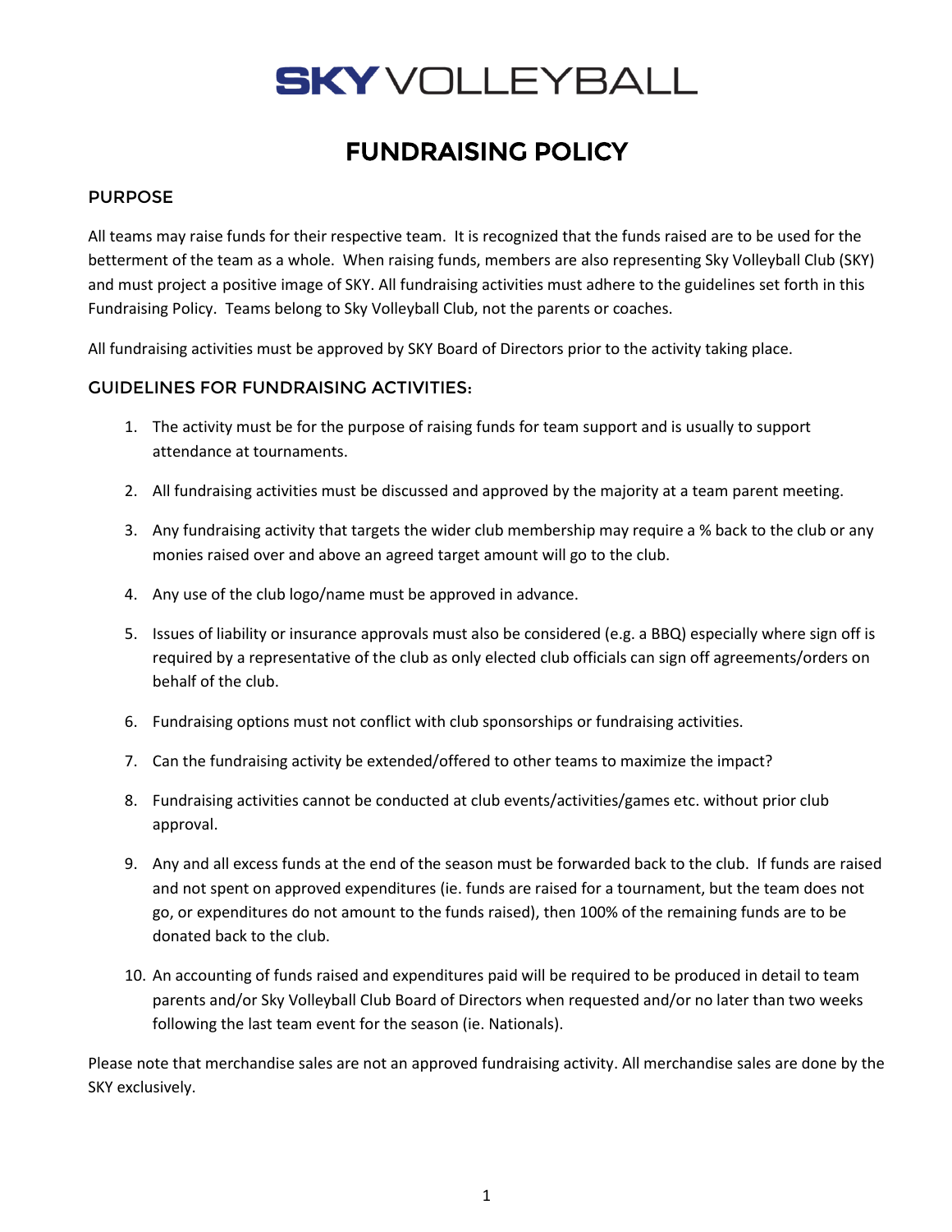# SKY VOLLEYBALL

# FUNDRAISING POLICY

## PURPOSE

All teams may raise funds for their respective team. It is recognized that the funds raised are to be used for the betterment of the team as a whole. When raising funds, members are also representing Sky Volleyball Club (SKY) and must project a positive image of SKY. All fundraising activities must adhere to the guidelines set forth in this Fundraising Policy. Teams belong to Sky Volleyball Club, not the parents or coaches.

All fundraising activities must be approved by SKY Board of Directors prior to the activity taking place.

## GUIDELINES FOR FUNDRAISING ACTIVITIES:

1. The activity must be for the purpose of raising funds for team support and is usually to support attendance at tournaments.
2. All fundraising activities must be discussed and approved by the majority at a team parent meeting.
3. Any fundraising activity that targets the wider club membership may require a % back to the club or any monies raised over and above an agreed target amount will go to the club.
4. Any use of the club logo/name must be approved in advance.
5. Issues of liability or insurance approvals must also be considered (e.g. a BBQ) especially where sign off is required by a representative of the club as only elected club officials can sign off agreements/orders on behalf of the club.
6. Fundraising options must not conflict with club sponsorships or fundraising activities.
7. Can the fundraising activity be extended/offered to other teams to maximize the impact?
8. Fundraising activities cannot be conducted at club events/activities/games etc. without prior club approval.
9. Any and all excess funds at the end of the season must be forwarded back to the club. If funds are raised and not spent on approved expenditures (ie. funds are raised for a tournament, but the team does not go, or expenditures do not amount to the funds raised), then 100% of the remaining funds are to be donated back to the club.
10. An accounting of funds raised and expenditures paid will be required to be produced in detail to team parents and/or Sky Volleyball Club Board of Directors when requested and/or no later than two weeks following the last team event for the season (ie. Nationals).

Please note that merchandise sales are not an approved fundraising activity. All merchandise sales are done by the SKY exclusively.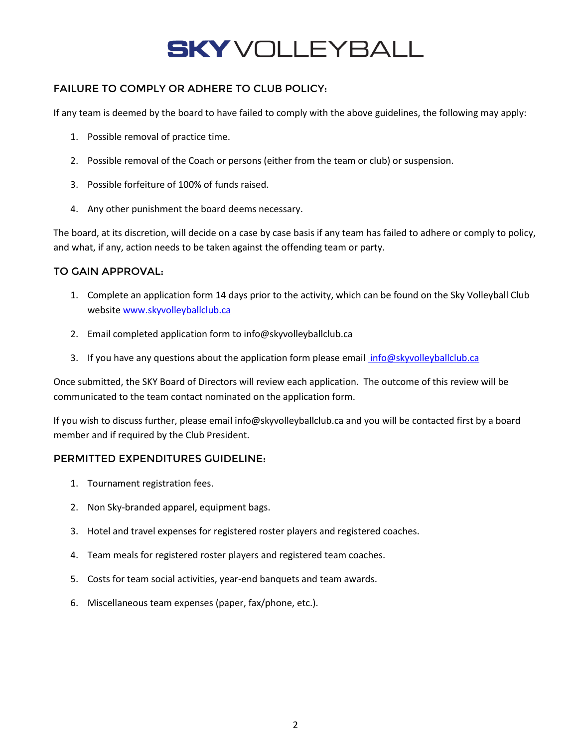# SKY VOLLEYBALL

## FAILURE TO COMPLY OR ADHERE TO CLUB POLICY:

If any team is deemed by the board to have failed to comply with the above guidelines, the following may apply:

1. Possible removal of practice time.
2. Possible removal of the Coach or persons (either from the team or club) or suspension.
3. Possible forfeiture of 100% of funds raised.
4. Any other punishment the board deems necessary.

The board, at its discretion, will decide on a case by case basis if any team has failed to adhere or comply to policy, and what, if any, action needs to be taken against the offending team or party.

## TO GAIN APPROVAL:

1. Complete an application form 14 days prior to the activity, which can be found on the Sky Volleyball Club website [www.skyvolleyballclub.ca](www.skyvolleyballclub.ca)
2. Email completed application form to info@skyvolleyballclub.ca
3. If you have any questions about the application form please email [info@skyvolleyballclub.ca](mailto:info@skyvolleyballclub.ca)

Once submitted, the SKY Board of Directors will review each application. The outcome of this review will be communicated to the team contact nominated on the application form.

If you wish to discuss further, please email info@skyvolleyballclub.ca and you will be contacted first by a board member and if required by the Club President.

## PERMITTED EXPENDITURES GUIDELINE:

1. Tournament registration fees.
2. Non Sky-branded apparel, equipment bags.
3. Hotel and travel expenses for registered roster players and registered coaches.
4. Team meals for registered roster players and registered team coaches.
5. Costs for team social activities, year-end banquets and team awards.
6. Miscellaneous team expenses (paper, fax/phone, etc.).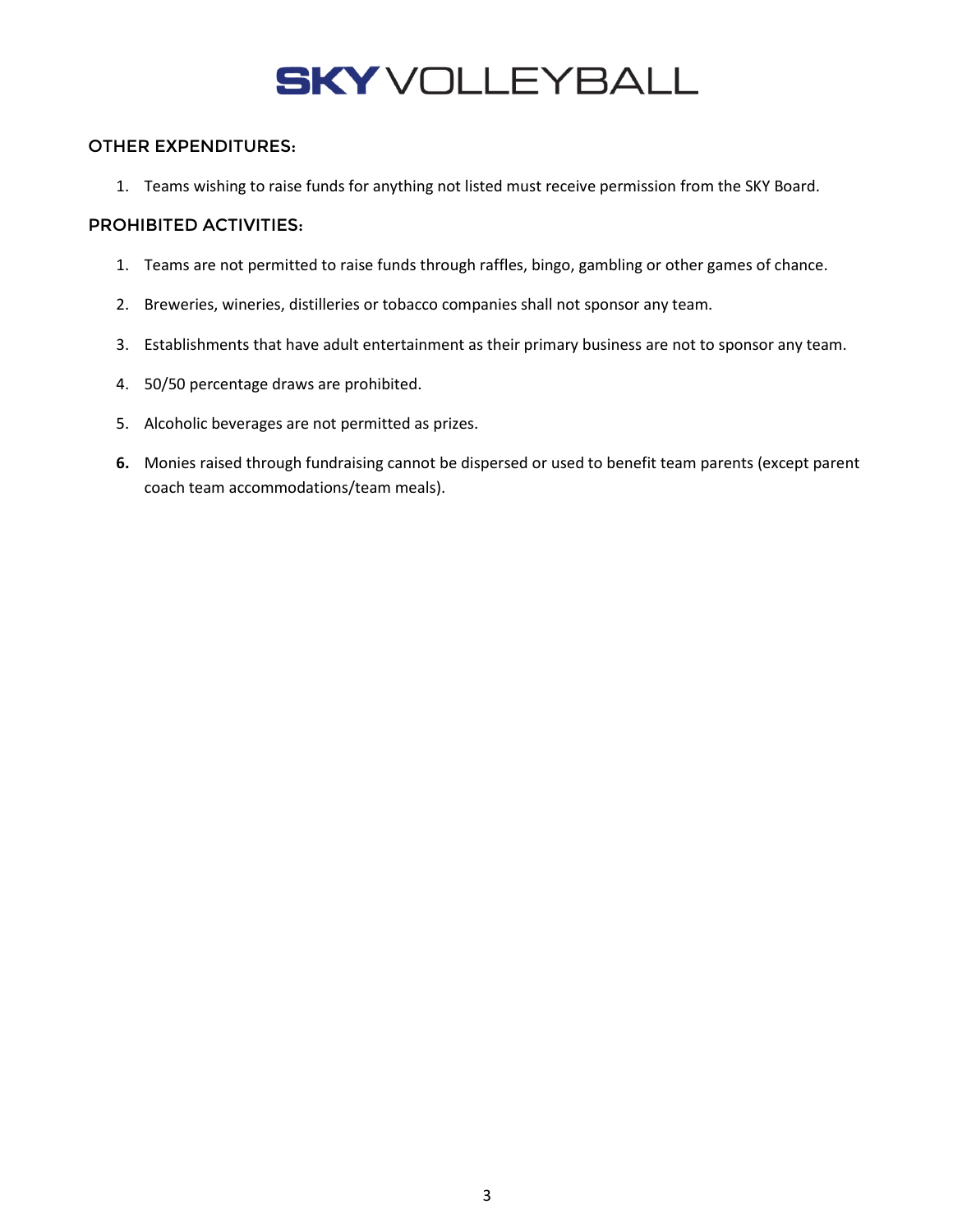# SKY VOLLEYBALL

## OTHER EXPENDITURES:

1. Teams wishing to raise funds for anything not listed must receive permission from the SKY Board.

## PROHIBITED ACTIVITIES:

1. Teams are not permitted to raise funds through raffles, bingo, gambling or other games of chance.
2. Breweries, wineries, distilleries or tobacco companies shall not sponsor any team.
3. Establishments that have adult entertainment as their primary business are not to sponsor any team.
4. 50/50 percentage draws are prohibited.
5. Alcoholic beverages are not permitted as prizes.
6. Monies raised through fundraising cannot be dispersed or used to benefit team parents (except parent coach team accommodations/team meals).